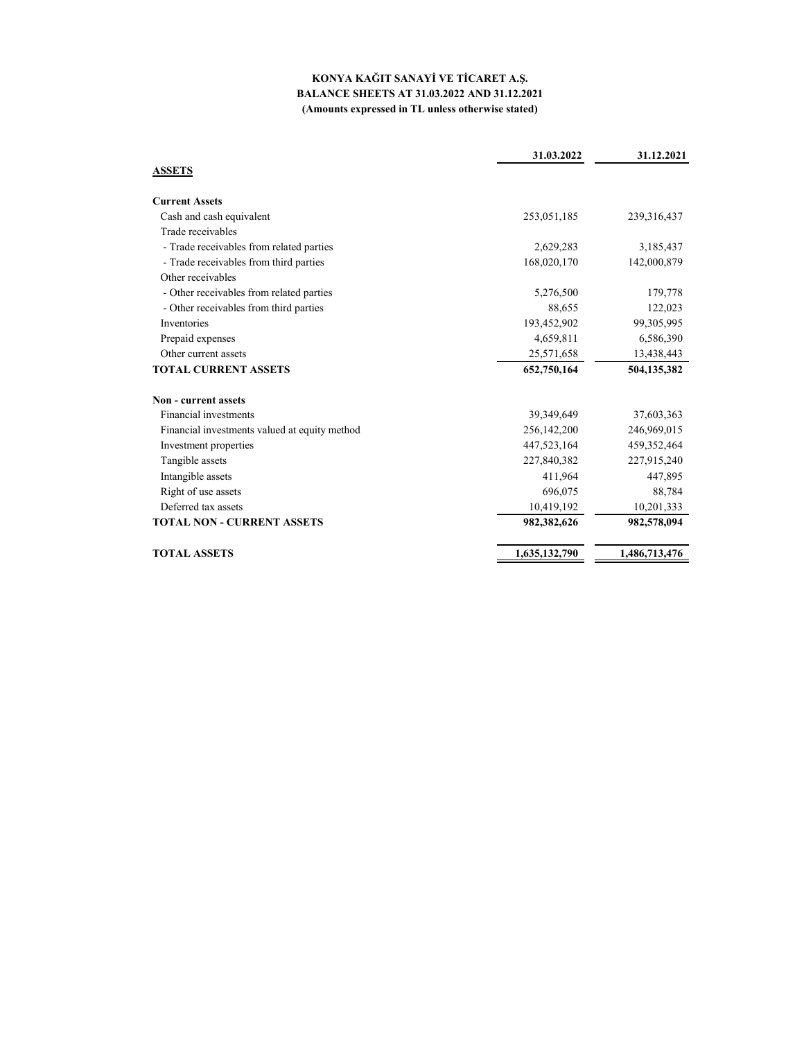**KONYA KAĞIT SANAYİ VE TİCARET A.Ş.**
**BALANCE SHEETS AT 31.03.2022 AND 31.12.2021**
**(Amounts expressed in TL unless otherwise stated)**

| | 31.03.2022 | 31.12.2021 |
|---|---|---|
| **ASSETS** | | |
| **Current Assets** | | |
| Cash and cash equivalent | 253,051,185 | 239,316,437 |
| Trade receivables | | |
| - Trade receivables from related parties | 2,629,283 | 3,185,437 |
| - Trade receivables from third parties | 168,020,170 | 142,000,879 |
| Other receivables | | |
| - Other receivables from related parties | 5,276,500 | 179,778 |
| - Other receivables from third parties | 88,655 | 122,023 |
| Inventories | 193,452,902 | 99,305,995 |
| Prepaid expenses | 4,659,811 | 6,586,390 |
| Other current assets | 25,571,658 | 13,438,443 |
| **TOTAL CURRENT ASSETS** | **652,750,164** | **504,135,382** |
| **Non - current assets** | | |
| Financial investments | 39,349,649 | 37,603,363 |
| Financial investments valued at equity method | 256,142,200 | 246,969,015 |
| Investment properties | 447,523,164 | 459,352,464 |
| Tangible assets | 227,840,382 | 227,915,240 |
| Intangible assets | 411,964 | 447,895 |
| Right of use assets | 696,075 | 88,784 |
| Deferred tax assets | 10,419,192 | 10,201,333 |
| **TOTAL NON - CURRENT ASSETS** | **982,382,626** | **982,578,094** |
| **TOTAL ASSETS** | **1,635,132,790** | **1,486,713,476** |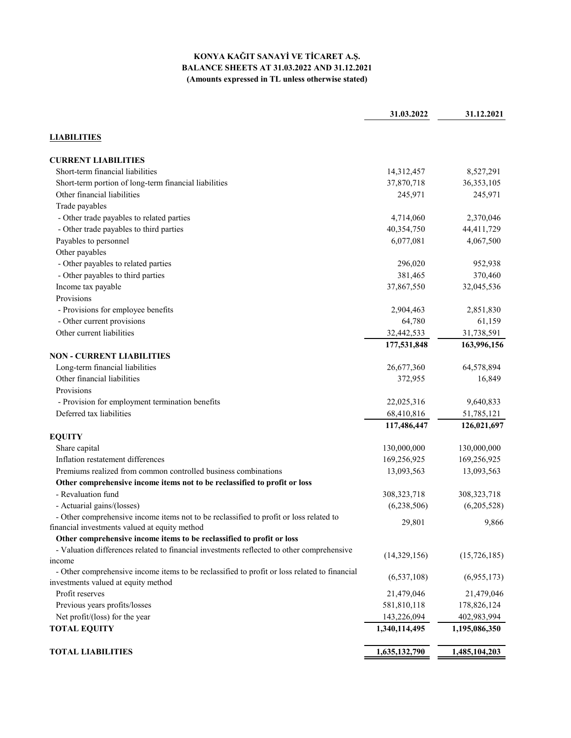**KONYA KAĞIT SANAYİ VE TİCARET A.Ş.**
**BALANCE SHEETS AT 31.03.2022 AND 31.12.2021**
**(Amounts expressed in TL unless otherwise stated)**

| | 31.03.2022 | 31.12.2021 |
|---|---|---|
| **LIABILITIES** | | |
| **CURRENT LIABILITIES** | | |
| Short-term financial liabilities | 14,312,457 | 8,527,291 |
| Short-term portion of long-term financial liabilities | 37,870,718 | 36,353,105 |
| Other financial liabilities | 245,971 | 245,971 |
| Trade payables | | |
| - Other trade payables to related parties | 4,714,060 | 2,370,046 |
| - Other trade payables to third parties | 40,354,750 | 44,411,729 |
| Payables to personnel | 6,077,081 | 4,067,500 |
| Other payables | | |
| - Other payables to related parties | 296,020 | 952,938 |
| - Other payables to third parties | 381,465 | 370,460 |
| Income tax payable | 37,867,550 | 32,045,536 |
| Provisions | | |
| - Provisions for employee benefits | 2,904,463 | 2,851,830 |
| - Other current provisions | 64,780 | 61,159 |
| Other current liabilities | 32,442,533 | 31,738,591 |
| | **177,531,848** | **163,996,156** |
| **NON - CURRENT LIABILITIES** | | |
| Long-term financial liabilities | 26,677,360 | 64,578,894 |
| Other financial liabilities | 372,955 | 16,849 |
| Provisions | | |
| - Provision for employment termination benefits | 22,025,316 | 9,640,833 |
| Deferred tax liabilities | 68,410,816 | 51,785,121 |
| | **117,486,447** | **126,021,697** |
| **EQUITY** | | |
| Share capital | 130,000,000 | 130,000,000 |
| Inflation restatement differences | 169,256,925 | 169,256,925 |
| Premiums realized from common controlled business combinations | 13,093,563 | 13,093,563 |
| **Other comprehensive income items not to be reclassified to profit or loss** | | |
| - Revaluation fund | 308,323,718 | 308,323,718 |
| - Actuarial gains/(losses) | (6,238,506) | (6,205,528) |
| - Other comprehensive income items not to be reclassified to profit or loss related to financial investments valued at equity method | 29,801 | 9,866 |
| **Other comprehensive income items to be reclassified to profit or loss** | | |
| - Valuation differences related to financial investments reflected to other comprehensive income | (14,329,156) | (15,726,185) |
| - Other comprehensive income items to be reclassified to profit or loss related to financial investments valued at equity method | (6,537,108) | (6,955,173) |
| Profit reserves | 21,479,046 | 21,479,046 |
| Previous years profits/losses | 581,810,118 | 178,826,124 |
| Net profit/(loss) for the year | 143,226,094 | 402,983,994 |
| **TOTAL EQUITY** | **1,340,114,495** | **1,195,086,350** |
| **TOTAL LIABILITIES** | **1,635,132,790** | **1,485,104,203** |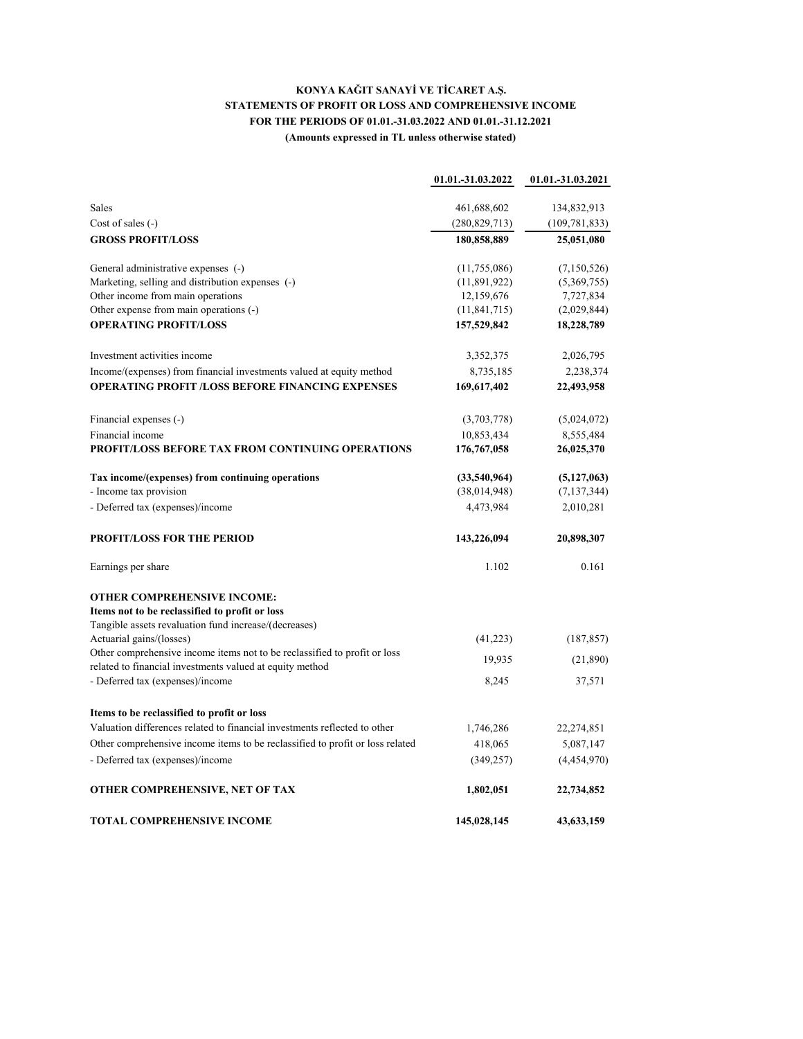**KONYA KAĞIT SANAYİ VE TİCARET A.Ş.**

**STATEMENTS OF PROFIT OR LOSS AND COMPREHENSIVE INCOME**

**FOR THE PERIODS OF 01.01.-31.03.2022 AND 01.01.-31.12.2021**

**(Amounts expressed in TL unless otherwise stated)**

| | 01.01.-31.03.2022 | 01.01.-31.03.2021 |
|---|---|---|
| Sales | 461,688,602 | 134,832,913 |
| Cost of sales (-) | (280,829,713) | (109,781,833) |
| **GROSS PROFIT/LOSS** | **180,858,889** | **25,051,080** |
| General administrative expenses (-) | (11,755,086) | (7,150,526) |
| Marketing, selling and distribution expenses (-) | (11,891,922) | (5,369,755) |
| Other income from main operations | 12,159,676 | 7,727,834 |
| Other expense from main operations (-) | (11,841,715) | (2,029,844) |
| **OPERATING PROFIT/LOSS** | **157,529,842** | **18,228,789** |
| Investment activities income | 3,352,375 | 2,026,795 |
| Income/(expenses) from financial investments valued at equity method | 8,735,185 | 2,238,374 |
| **OPERATING PROFIT /LOSS BEFORE FINANCING EXPENSES** | **169,617,402** | **22,493,958** |
| Financial expenses (-) | (3,703,778) | (5,024,072) |
| Financial income | 10,853,434 | 8,555,484 |
| **PROFIT/LOSS BEFORE TAX FROM CONTINUING OPERATIONS** | **176,767,058** | **26,025,370** |
| **Tax income/(expenses) from continuing operations** | **(33,540,964)** | **(5,127,063)** |
| - Income tax provision | (38,014,948) | (7,137,344) |
| - Deferred tax (expenses)/income | 4,473,984 | 2,010,281 |
| **PROFIT/LOSS FOR THE PERIOD** | **143,226,094** | **20,898,307** |
| Earnings per share | 1.102 | 0.161 |
| **OTHER COMPREHENSIVE INCOME:** | | |
| **Items not to be reclassified to profit or loss** | | |
| Tangible assets revaluation fund increase/(decreases) | | |
| Actuarial gains/(losses) | (41,223) | (187,857) |
| Other comprehensive income items not to be reclassified to profit or loss related to financial investments valued at equity method | 19,935 | (21,890) |
| - Deferred tax (expenses)/income | 8,245 | 37,571 |
| **Items to be reclassified to profit or loss** | | |
| Valuation differences related to financial investments reflected to other | 1,746,286 | 22,274,851 |
| Other comprehensive income items to be reclassified to profit or loss related | 418,065 | 5,087,147 |
| - Deferred tax (expenses)/income | (349,257) | (4,454,970) |
| **OTHER COMPREHENSIVE, NET OF TAX** | **1,802,051** | **22,734,852** |
| **TOTAL COMPREHENSIVE INCOME** | **145,028,145** | **43,633,159** |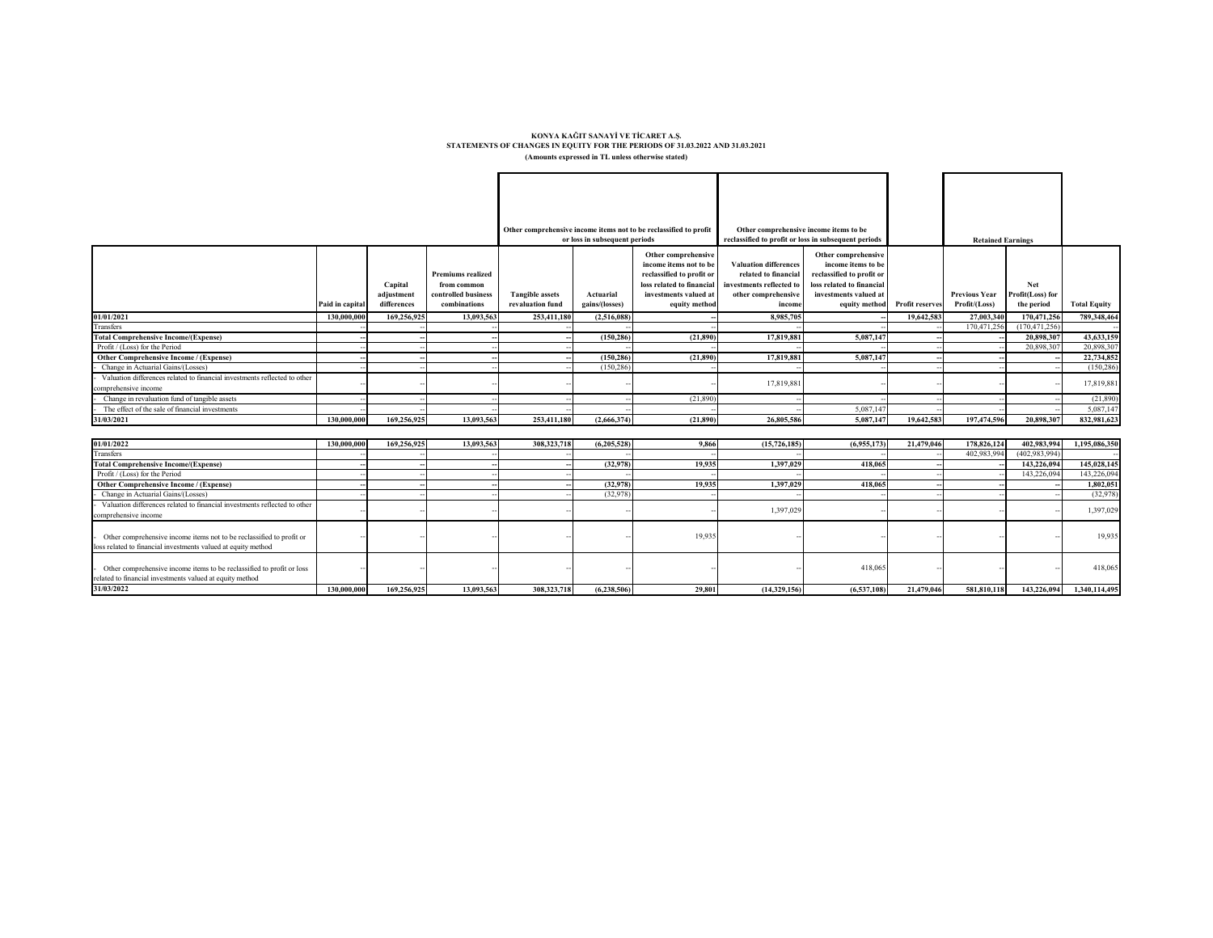**KONYA KAĞIT SANAYİ VE TİCARET A.Ş.**
**STATEMENTS OF CHANGES IN EQUITY FOR THE PERIODS OF 31.03.2022 AND 31.03.2021**
**(Amounts expressed in TL unless otherwise stated)**

| | | | | Other comprehensive income items not to be reclassified to profit or loss in subsequent periods | | | Other comprehensive income items to be reclassified to profit or loss in subsequent periods | | | Retained Earnings | | |
|---|---|---|---|---|---|---|---|---|---|---|---|---|
| | Paid in capital | Capital adjustment differences | Premiums realized from common controlled business combinations | Tangible assets revaluation fund | Actuarial gains/(losses) | Other comprehensive income items not to be reclassified to profit or loss related to financial investments valued at equity method | Valuation differences related to financial investments reflected to other comprehensive income | Other comprehensive income items to be reclassified to profit or loss related to financial investments valued at equity method | Profit reserves | Previous Year Profit/(Loss) | Net Profit(Loss) for the period | Total Equity |
| **01/01/2021** | **130,000,000** | **169,256,925** | **13,093,563** | **253,411,180** | **(2,516,088)** | **--** | **8,985,705** | **--** | **19,642,583** | **27,003,340** | **170,471,256** | **789,348,464** |
| Transfers | -- | -- | -- | -- | -- | -- | -- | -- | -- | 170,471,256 | (170,471,256) | -- |
| **Total Comprehensive Income/(Expense)** | **--** | **--** | **--** | **--** | **(150,286)** | **(21,890)** | **17,819,881** | **5,087,147** | **--** | **--** | **20,898,307** | **43,633,159** |
| Profit / (Loss) for the Period | -- | -- | -- | -- | -- | -- | -- | -- | -- | -- | 20,898,307 | 20,898,307 |
| **Other Comprehensive Income / (Expense)** | **--** | **--** | **--** | **--** | **(150,286)** | **(21,890)** | **17,819,881** | **5,087,147** | **--** | **--** | **--** | **22,734,852** |
| - Change in Actuarial Gains/(Losses) | -- | -- | -- | -- | (150,286) | -- | -- | -- | -- | -- | -- | (150,286) |
| - Valuation differences related to financial investments reflected to other comprehensive income | -- | -- | -- | -- | -- | -- | 17,819,881 | -- | -- | -- | -- | 17,819,881 |
| - Change in revaluation fund of tangible assets | -- | -- | -- | -- | -- | (21,890) | -- | -- | -- | -- | -- | (21,890) |
| - The effect of the sale of financial investments | -- | -- | -- | -- | -- | -- | -- | 5,087,147 | -- | -- | -- | 5,087,147 |
| **31/03/2021** | **130,000,000** | **169,256,925** | **13,093,563** | **253,411,180** | **(2,666,374)** | **(21,890)** | **26,805,586** | **5,087,147** | **19,642,583** | **197,474,596** | **20,898,307** | **832,981,623** |
| | | | | | | | | | | | | |
| **01/01/2022** | **130,000,000** | **169,256,925** | **13,093,563** | **308,323,718** | **(6,205,528)** | **9,866** | **(15,726,185)** | **(6,955,173)** | **21,479,046** | **178,826,124** | **402,983,994** | **1,195,086,350** |
| Transfers | -- | -- | -- | -- | -- | -- | -- | -- | -- | 402,983,994 | (402,983,994) | -- |
| **Total Comprehensive Income/(Expense)** | **--** | **--** | **--** | **--** | **(32,978)** | **19,935** | **1,397,029** | **418,065** | **--** | **--** | **143,226,094** | **145,028,145** |
| Profit / (Loss) for the Period | -- | -- | -- | -- | -- | -- | -- | -- | -- | -- | 143,226,094 | 143,226,094 |
| **Other Comprehensive Income / (Expense)** | **--** | **--** | **--** | **--** | **(32,978)** | **19,935** | **1,397,029** | **418,065** | **--** | **--** | **--** | **1,802,051** |
| - Change in Actuarial Gains/(Losses) | -- | -- | -- | -- | (32,978) | -- | -- | -- | -- | -- | -- | (32,978) |
| - Valuation differences related to financial investments reflected to other comprehensive income | -- | -- | -- | -- | -- | -- | 1,397,029 | -- | -- | -- | -- | 1,397,029 |
| - Other comprehensive income items not to be reclassified to profit or loss related to financial investments valued at equity method | -- | -- | -- | -- | -- | 19,935 | -- | -- | -- | -- | -- | 19,935 |
| - Other comprehensive income items to be reclassified to profit or loss related to financial investments valued at equity method | -- | -- | -- | -- | -- | -- | -- | 418,065 | -- | -- | -- | 418,065 |
| **31/03/2022** | **130,000,000** | **169,256,925** | **13,093,563** | **308,323,718** | **(6,238,506)** | **29,801** | **(14,329,156)** | **(6,537,108)** | **21,479,046** | **581,810,118** | **143,226,094** | **1,340,114,495** |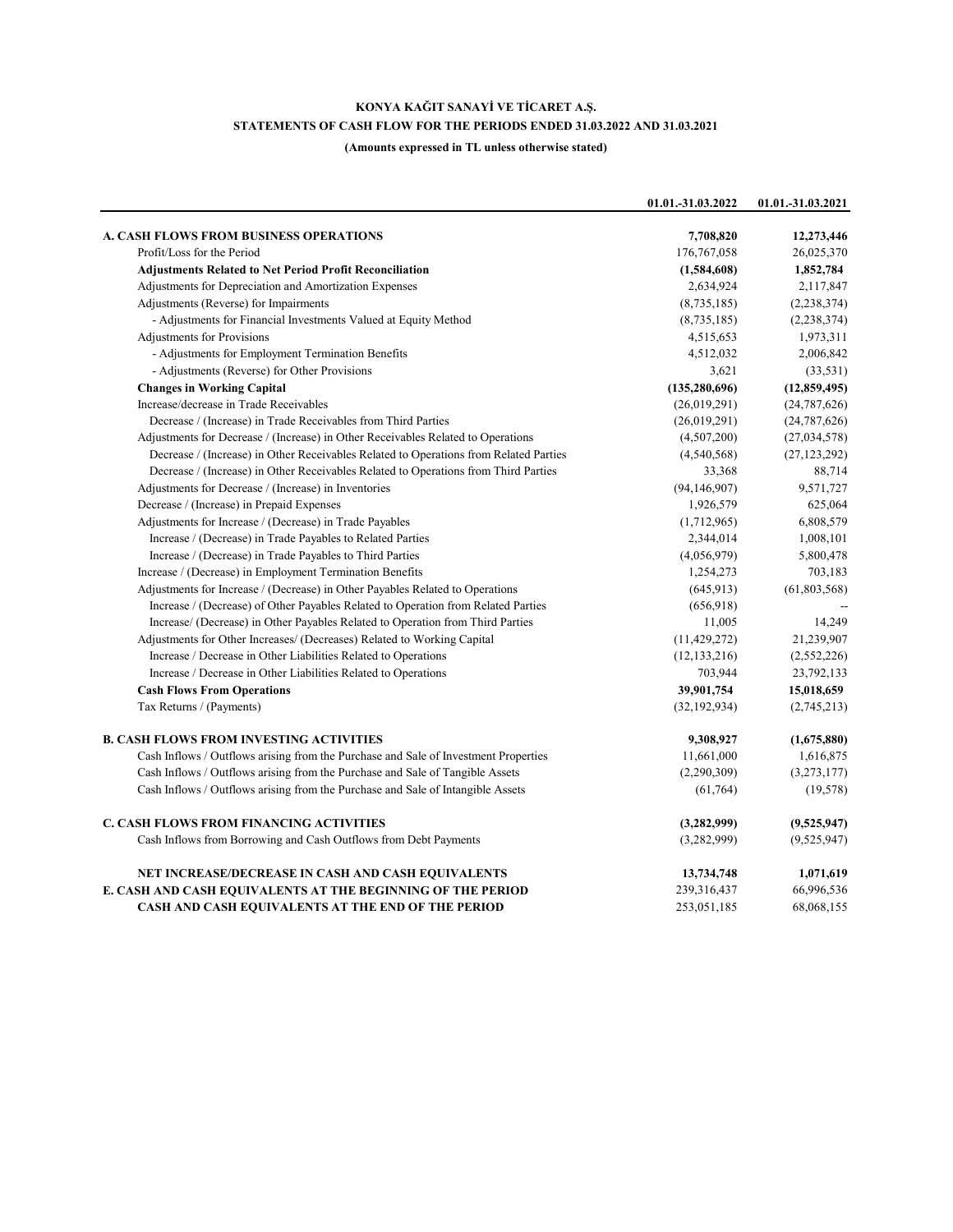**KONYA KAĞIT SANAYİ VE TİCARET A.Ş.**

**STATEMENTS OF CASH FLOW FOR THE PERIODS ENDED 31.03.2022 AND 31.03.2021**

**(Amounts expressed in TL unless otherwise stated)**

| | 01.01.-31.03.2022 | 01.01.-31.03.2021 |
|---|---|---|
| **A. CASH FLOWS FROM BUSINESS OPERATIONS** | **7,708,820** | **12,273,446** |
| Profit/Loss for the Period | 176,767,058 | 26,025,370 |
| **Adjustments Related to Net Period Profit Reconciliation** | **(1,584,608)** | **1,852,784** |
| Adjustments for Depreciation and Amortization Expenses | 2,634,924 | 2,117,847 |
| Adjustments (Reverse) for Impairments | (8,735,185) | (2,238,374) |
| - Adjustments for Financial Investments Valued at Equity Method | (8,735,185) | (2,238,374) |
| Adjustments for Provisions | 4,515,653 | 1,973,311 |
| - Adjustments for Employment Termination Benefits | 4,512,032 | 2,006,842 |
| - Adjustments (Reverse) for Other Provisions | 3,621 | (33,531) |
| **Changes in Working Capital** | **(135,280,696)** | **(12,859,495)** |
| Increase/decrease in Trade Receivables | (26,019,291) | (24,787,626) |
| Decrease / (Increase) in Trade Receivables from Third Parties | (26,019,291) | (24,787,626) |
| Adjustments for Decrease / (Increase) in Other Receivables Related to Operations | (4,507,200) | (27,034,578) |
| Decrease / (Increase) in Other Receivables Related to Operations from Related Parties | (4,540,568) | (27,123,292) |
| Decrease / (Increase) in Other Receivables Related to Operations from Third Parties | 33,368 | 88,714 |
| Adjustments for Decrease / (Increase) in Inventories | (94,146,907) | 9,571,727 |
| Decrease / (Increase) in Prepaid Expenses | 1,926,579 | 625,064 |
| Adjustments for Increase / (Decrease) in Trade Payables | (1,712,965) | 6,808,579 |
| Increase / (Decrease) in Trade Payables to Related Parties | 2,344,014 | 1,008,101 |
| Increase / (Decrease) in Trade Payables to Third Parties | (4,056,979) | 5,800,478 |
| Increase / (Decrease) in Employment Termination Benefits | 1,254,273 | 703,183 |
| Adjustments for Increase / (Decrease) in Other Payables Related to Operations | (645,913) | (61,803,568) |
| Increase / (Decrease) of Other Payables Related to Operation from Related Parties | (656,918) | -- |
| Increase/ (Decrease) in Other Payables Related to Operation from Third Parties | 11,005 | 14,249 |
| Adjustments for Other Increases/ (Decreases) Related to Working Capital | (11,429,272) | 21,239,907 |
| Increase / Decrease in Other Liabilities Related to Operations | (12,133,216) | (2,552,226) |
| Increase / Decrease in Other Liabilities Related to Operations | 703,944 | 23,792,133 |
| **Cash Flows From Operations** | **39,901,754** | **15,018,659** |
| Tax Returns / (Payments) | (32,192,934) | (2,745,213) |
| | | |
| **B. CASH FLOWS FROM INVESTING ACTIVITIES** | **9,308,927** | **(1,675,880)** |
| Cash Inflows / Outflows arising from the Purchase and Sale of Investment Properties | 11,661,000 | 1,616,875 |
| Cash Inflows / Outflows arising from the Purchase and Sale of Tangible Assets | (2,290,309) | (3,273,177) |
| Cash Inflows / Outflows arising from the Purchase and Sale of Intangible Assets | (61,764) | (19,578) |
| | | |
| **C. CASH FLOWS FROM FINANCING ACTIVITIES** | **(3,282,999)** | **(9,525,947)** |
| Cash Inflows from Borrowing and Cash Outflows from Debt Payments | (3,282,999) | (9,525,947) |
| | | |
| **NET INCREASE/DECREASE IN CASH AND CASH EQUIVALENTS** | **13,734,748** | **1,071,619** |
| **E. CASH AND CASH EQUIVALENTS AT THE BEGINNING OF THE PERIOD** | 239,316,437 | 66,996,536 |
| **CASH AND CASH EQUIVALENTS AT THE END OF THE PERIOD** | 253,051,185 | 68,068,155 |